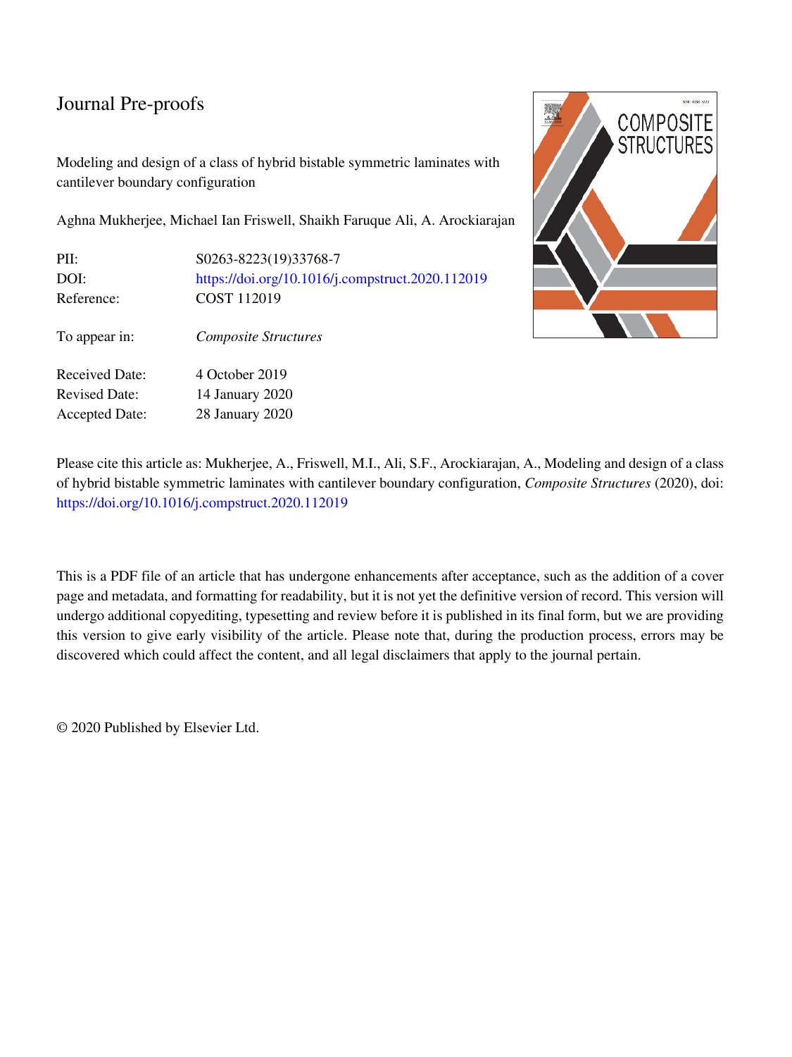# Journal Pre-proofs

Modeling and design of a class of hybrid bistable symmetric laminates with cantilever boundary configuration

Aghna Mukherjee, Michael Ian Friswell, Shaikh Faruque Ali, A. Arockiarajan

| | |
|---|---|
| PII: | S0263-8223(19)33768-7 |
| DOI: | https://doi.org/10.1016/j.compstruct.2020.112019 |
| Reference: | COST 112019 |
| To appear in: | *Composite Structures* |
| Received Date: | 4 October 2019 |
| Revised Date: | 14 January 2020 |
| Accepted Date: | 28 January 2020 |

Please cite this article as: Mukherjee, A., Friswell, M.I., Ali, S.F., Arockiarajan, A., Modeling and design of a class of hybrid bistable symmetric laminates with cantilever boundary configuration, *Composite Structures* (2020), doi: https://doi.org/10.1016/j.compstruct.2020.112019

This is a PDF file of an article that has undergone enhancements after acceptance, such as the addition of a cover page and metadata, and formatting for readability, but it is not yet the definitive version of record. This version will undergo additional copyediting, typesetting and review before it is published in its final form, but we are providing this version to give early visibility of the article. Please note that, during the production process, errors may be discovered which could affect the content, and all legal disclaimers that apply to the journal pertain.

© 2020 Published by Elsevier Ltd.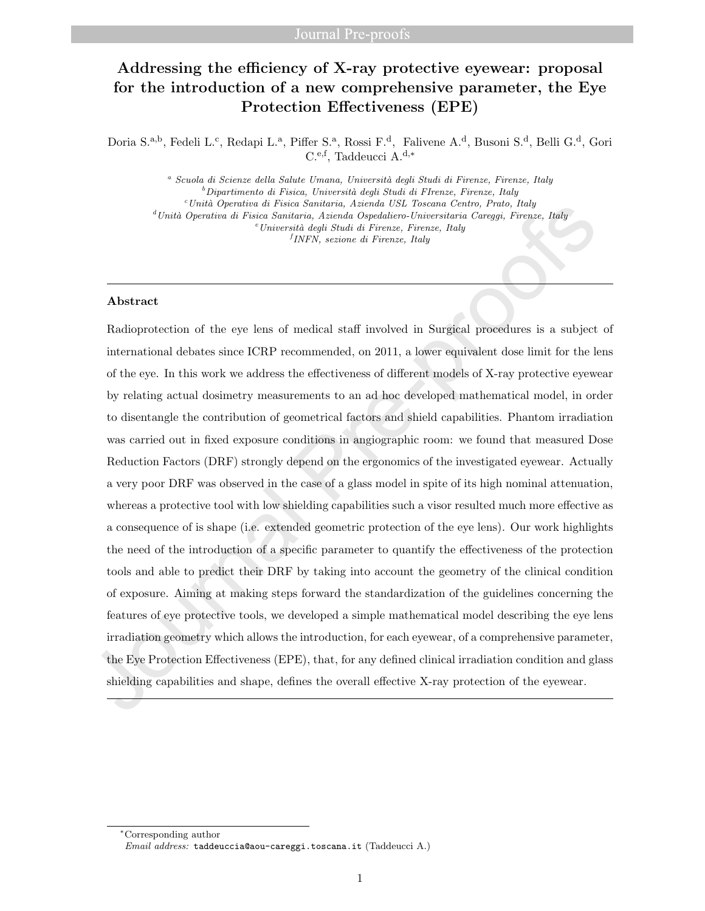# Addressing the efficiency of X-ray protective eyewear: proposal for the introduction of a new comprehensive parameter, the Eye Protection Effectiveness (EPE)

Doria S.[a,b], Fedeli L.[c], Redapi L.[a], Piffer S.[a], Rossi F.[d], Falivene A.[d], Busoni S.[d], Belli G.[d], Gori C.[e,f], Taddeucci A.[d,*]

[a] *Scuola di Scienze della Salute Umana, Università degli Studi di Firenze, Firenze, Italy*
[b] *Dipartimento di Fisica, Università degli Studi di FIrenze, Firenze, Italy*
[c] *Unità Operativa di Fisica Sanitaria, Azienda USL Toscana Centro, Prato, Italy*
[d] *Unità Operativa di Fisica Sanitaria, Azienda Ospedaliero-Universitaria Careggi, Firenze, Italy*
[e] *Università degli Studi di Firenze, Firenze, Italy*
[f] *INFN, sezione di Firenze, Italy*

---

**Abstract**

Radioprotection of the eye lens of medical staff involved in Surgical procedures is a subject of international debates since ICRP recommended, on 2011, a lower equivalent dose limit for the lens of the eye. In this work we address the effectiveness of different models of X-ray protective eyewear by relating actual dosimetry measurements to an ad hoc developed mathematical model, in order to disentangle the contribution of geometrical factors and shield capabilities. Phantom irradiation was carried out in fixed exposure conditions in angiographic room: we found that measured Dose Reduction Factors (DRF) strongly depend on the ergonomics of the investigated eyewear. Actually a very poor DRF was observed in the case of a glass model in spite of its high nominal attenuation, whereas a protective tool with low shielding capabilities such a visor resulted much more effective as a consequence of is shape (i.e. extended geometric protection of the eye lens). Our work highlights the need of the introduction of a specific parameter to quantify the effectiveness of the protection tools and able to predict their DRF by taking into account the geometry of the clinical condition of exposure. Aiming at making steps forward the standardization of the guidelines concerning the features of eye protective tools, we developed a simple mathematical model describing the eye lens irradiation geometry which allows the introduction, for each eyewear, of a comprehensive parameter, the Eye Protection Effectiveness (EPE), that, for any defined clinical irradiation condition and glass shielding capabilities and shape, defines the overall effective X-ray protection of the eyewear.

---

[*] Corresponding author
*Email address:* taddeuccia@aou-careggi.toscana.it (Taddeucci A.)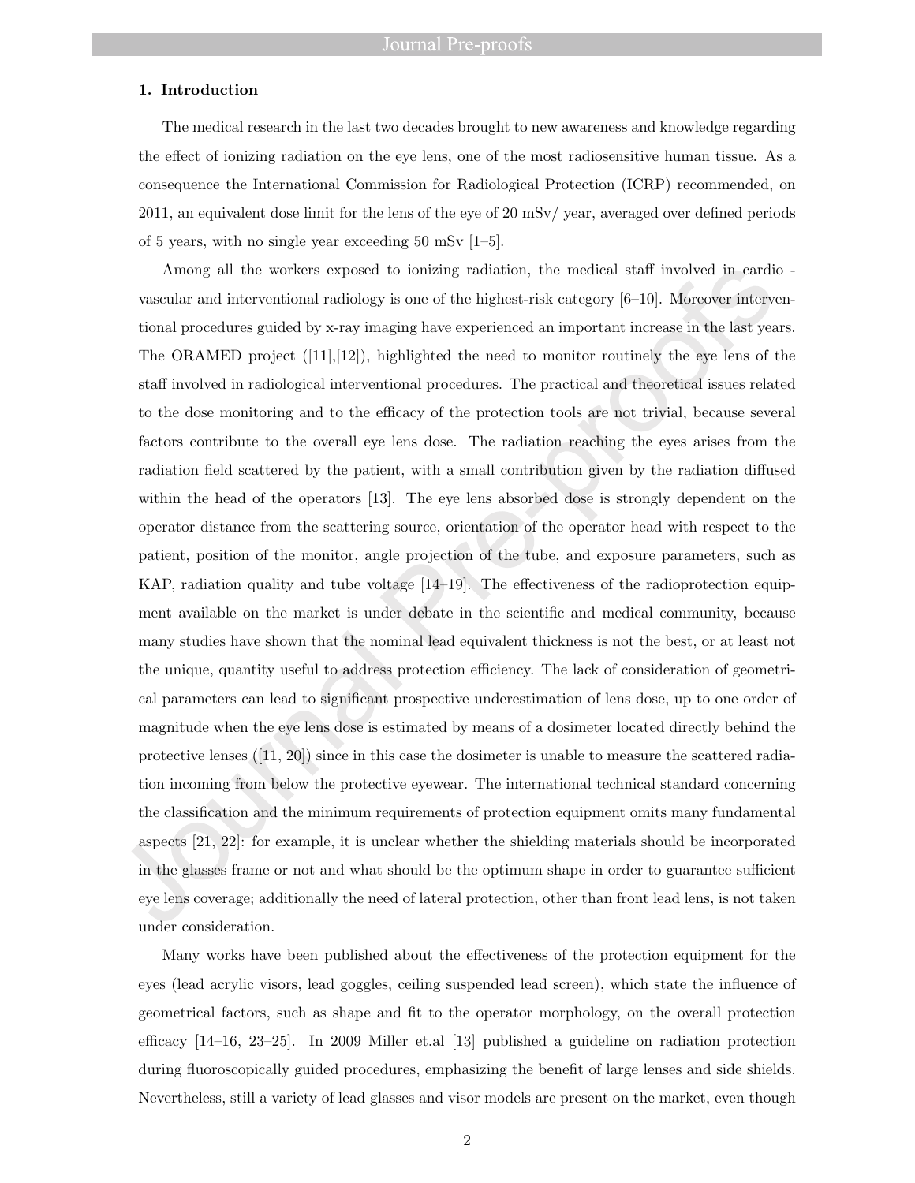### 1. Introduction

The medical research in the last two decades brought to new awareness and knowledge regarding the effect of ionizing radiation on the eye lens, one of the most radiosensitive human tissue. As a consequence the International Commission for Radiological Protection (ICRP) recommended, on 2011, an equivalent dose limit for the lens of the eye of 20 mSv/ year, averaged over defined periods of 5 years, with no single year exceeding 50 mSv [1–5].

Among all the workers exposed to ionizing radiation, the medical staff involved in cardio - vascular and interventional radiology is one of the highest-risk category [6–10]. Moreover interventional procedures guided by x-ray imaging have experienced an important increase in the last years. The ORAMED project ([11],[12]), highlighted the need to monitor routinely the eye lens of the staff involved in radiological interventional procedures. The practical and theoretical issues related to the dose monitoring and to the efficacy of the protection tools are not trivial, because several factors contribute to the overall eye lens dose. The radiation reaching the eyes arises from the radiation field scattered by the patient, with a small contribution given by the radiation diffused within the head of the operators [13]. The eye lens absorbed dose is strongly dependent on the operator distance from the scattering source, orientation of the operator head with respect to the patient, position of the monitor, angle projection of the tube, and exposure parameters, such as KAP, radiation quality and tube voltage [14–19]. The effectiveness of the radioprotection equipment available on the market is under debate in the scientific and medical community, because many studies have shown that the nominal lead equivalent thickness is not the best, or at least not the unique, quantity useful to address protection efficiency. The lack of consideration of geometrical parameters can lead to significant prospective underestimation of lens dose, up to one order of magnitude when the eye lens dose is estimated by means of a dosimeter located directly behind the protective lenses ([11, 20]) since in this case the dosimeter is unable to measure the scattered radiation incoming from below the protective eyewear. The international technical standard concerning the classification and the minimum requirements of protection equipment omits many fundamental aspects [21, 22]: for example, it is unclear whether the shielding materials should be incorporated in the glasses frame or not and what should be the optimum shape in order to guarantee sufficient eye lens coverage; additionally the need of lateral protection, other than front lead lens, is not taken under consideration.

Many works have been published about the effectiveness of the protection equipment for the eyes (lead acrylic visors, lead goggles, ceiling suspended lead screen), which state the influence of geometrical factors, such as shape and fit to the operator morphology, on the overall protection efficacy [14–16, 23–25]. In 2009 Miller et.al [13] published a guideline on radiation protection during fluoroscopically guided procedures, emphasizing the benefit of large lenses and side shields. Nevertheless, still a variety of lead glasses and visor models are present on the market, even though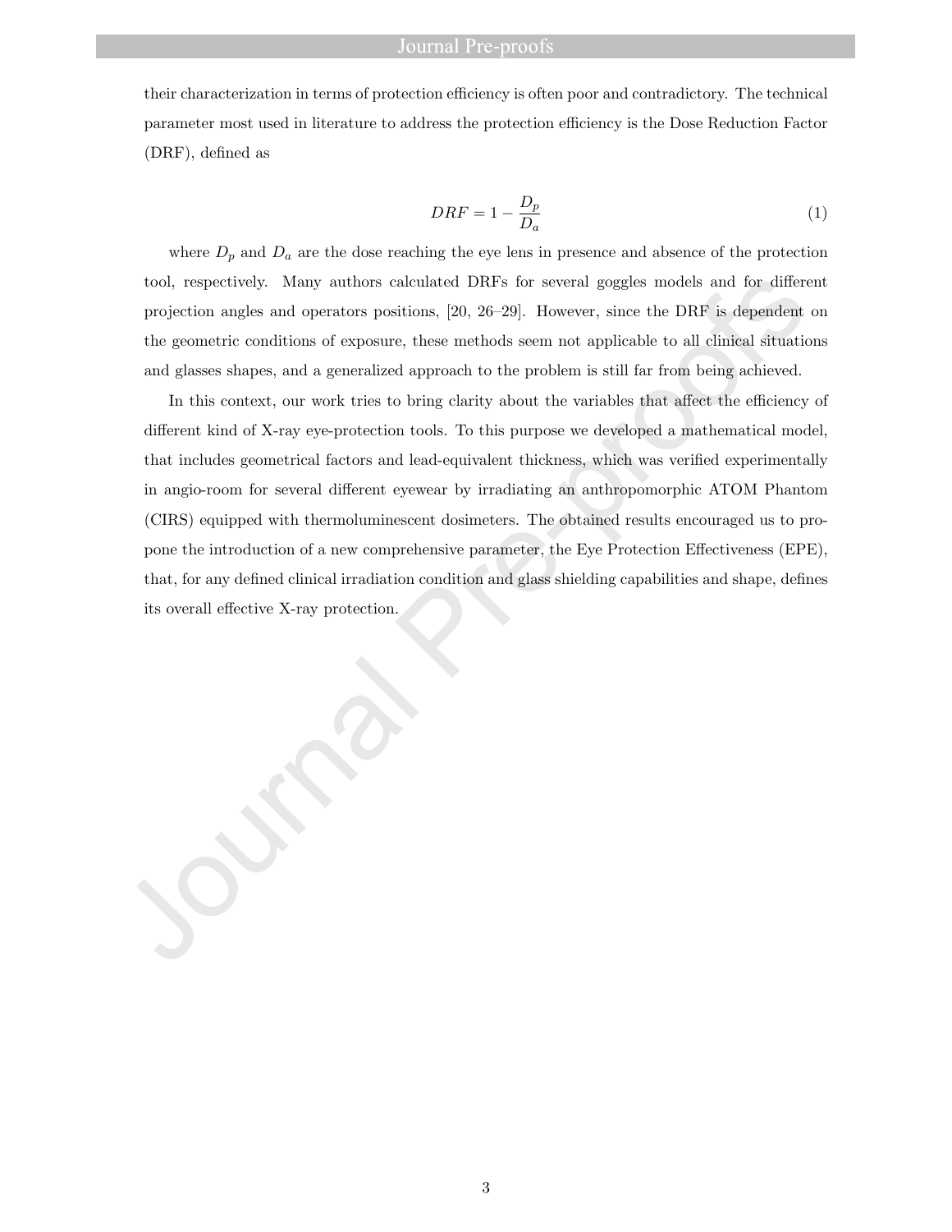their characterization in terms of protection efficiency is often poor and contradictory. The technical parameter most used in literature to address the protection efficiency is the Dose Reduction Factor (DRF), defined as

$$DRF = 1 - \frac{D_p}{D_a} \tag{1}$$

where $D_p$ and $D_a$ are the dose reaching the eye lens in presence and absence of the protection tool, respectively. Many authors calculated DRFs for several goggles models and for different projection angles and operators positions, [20, 26–29]. However, since the DRF is dependent on the geometric conditions of exposure, these methods seem not applicable to all clinical situations and glasses shapes, and a generalized approach to the problem is still far from being achieved.

In this context, our work tries to bring clarity about the variables that affect the efficiency of different kind of X-ray eye-protection tools. To this purpose we developed a mathematical model, that includes geometrical factors and lead-equivalent thickness, which was verified experimentally in angio-room for several different eyewear by irradiating an anthropomorphic ATOM Phantom (CIRS) equipped with thermoluminescent dosimeters. The obtained results encouraged us to propone the introduction of a new comprehensive parameter, the Eye Protection Effectiveness (EPE), that, for any defined clinical irradiation condition and glass shielding capabilities and shape, defines its overall effective X-ray protection.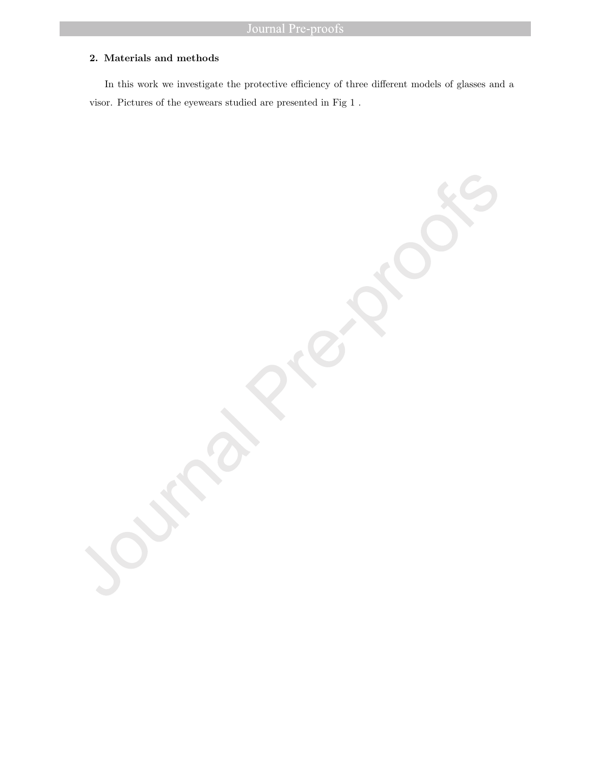## 2. Materials and methods

In this work we investigate the protective efficiency of three different models of glasses and a visor. Pictures of the eyewears studied are presented in Fig 1 .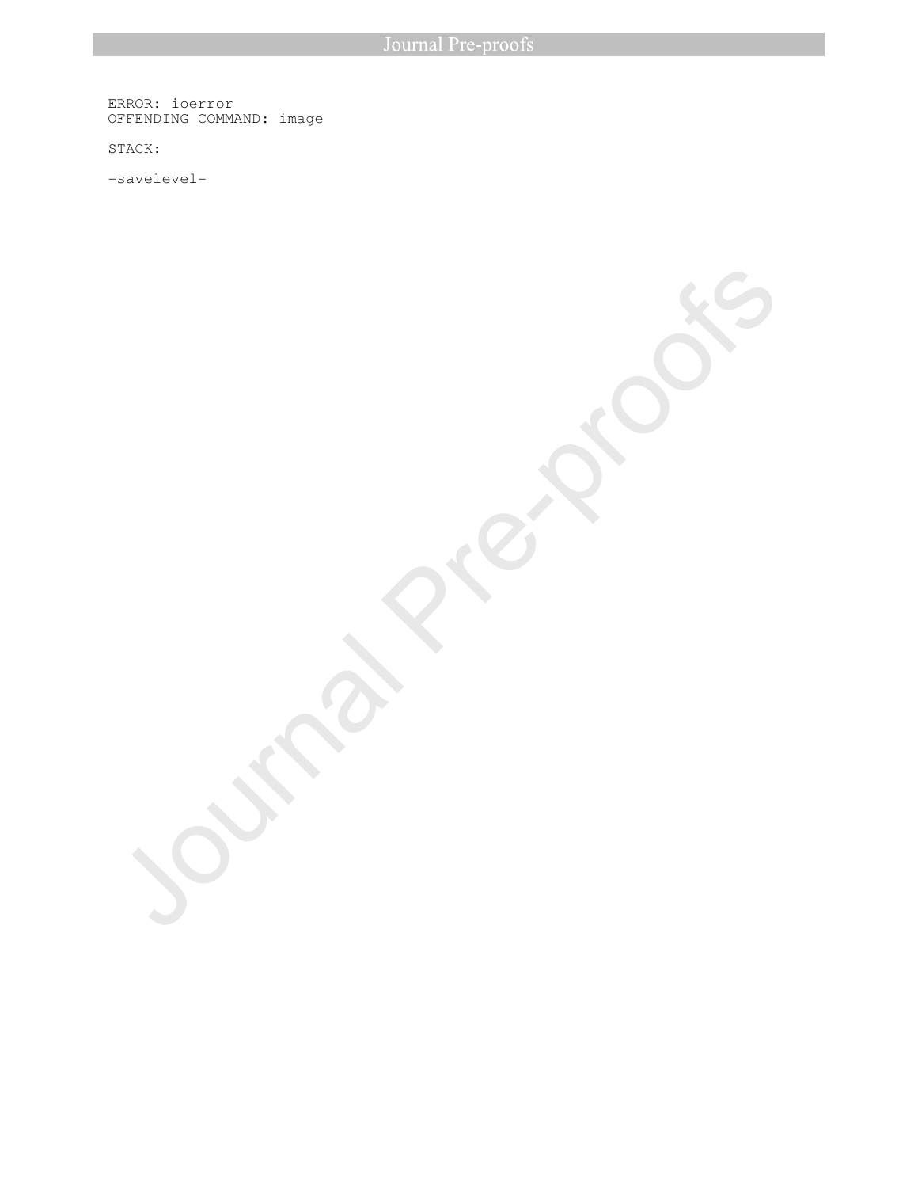```
ERROR: ioerror
OFFENDING COMMAND: image

STACK:

-savelevel-
```